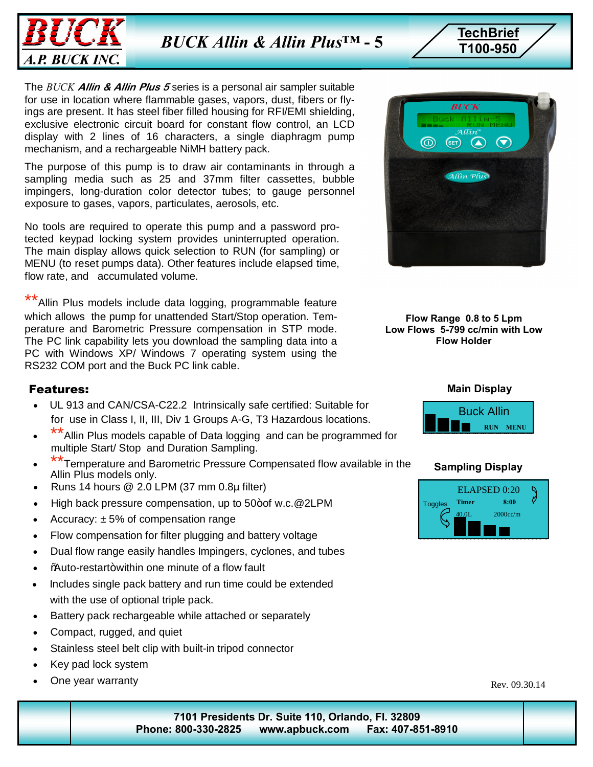# BUCK Allin & Allin Plus™ - 5

**BUCK A.P. BUCK INC.**

**TechBrief T100-950**

The *BUCK* ***Allin & Allin Plus 5*** series is a personal air sampler suitable for use in location where flammable gases, vapors, dust, fibers or fly-ings are present. It has steel fiber filled housing for RFI/EMI shielding, exclusive electronic circuit board for constant flow control, an LCD display with 2 lines of 16 characters, a single diaphragm pump mechanism, and a rechargeable NiMH battery pack.

The purpose of this pump is to draw air contaminants in through a sampling media such as 25 and 37mm filter cassettes, bubble impingers, long-duration color detector tubes; to gauge personnel exposure to gases, vapors, particulates, aerosols, etc.

No tools are required to operate this pump and a password protected keypad locking system provides uninterrupted operation. The main display allows quick selection to RUN (for sampling) or MENU (to reset pumps data). Other features include elapsed time, flow rate, and accumulated volume.

**Allin Plus models include data logging, programmable feature which allows the pump for unattended Start/Stop operation. Temperature and Barometric Pressure compensation in STP mode. The PC link capability lets you download the sampling data into a PC with Windows XP/ Windows 7 operating system using the RS232 COM port and the Buck PC link cable.

**Flow Range 0.8 to 5 Lpm**
**Low Flows 5-799 cc/min with Low Flow Holder**

## Features:

- UL 913 and CAN/CSA-C22.2 Intrinsically safe certified: Suitable for use in Class I, II, III, Div 1 Groups A-G, T3 Hazardous locations.
- **Allin Plus models capable of Data logging and can be programmed for multiple Start/ Stop and Duration Sampling.
- **Temperature and Barometric Pressure Compensated flow available in the Allin Plus models only.
- Runs 14 hours @ 2.0 LPM (37 mm 0.8µ filter)
- High back pressure compensation, up to 50òof w.c.@2LPM
- Accuracy: ± 5% of compensation range
- Flow compensation for filter plugging and battery voltage
- Dual flow range easily handles Impingers, cyclones, and tubes
- ñAuto-restartòwithin one minute of a flow fault
- Includes single pack battery and run time could be extended with the use of optional triple pack.
- Battery pack rechargeable while attached or separately
- Compact, rugged, and quiet
- Stainless steel belt clip with built-in tripod connector
- Key pad lock system
- One year warranty

**Main Display**

Buck Allin
RUN MENU

**Sampling Display**

ELAPSED 0:20
Toggles Timer 8:00
40.0L 2000cc/m

Rev. 09.30.14

**7101 Presidents Dr. Suite 110, Orlando, Fl. 32809**
**Phone: 800-330-2825 www.apbuck.com Fax: 407-851-8910**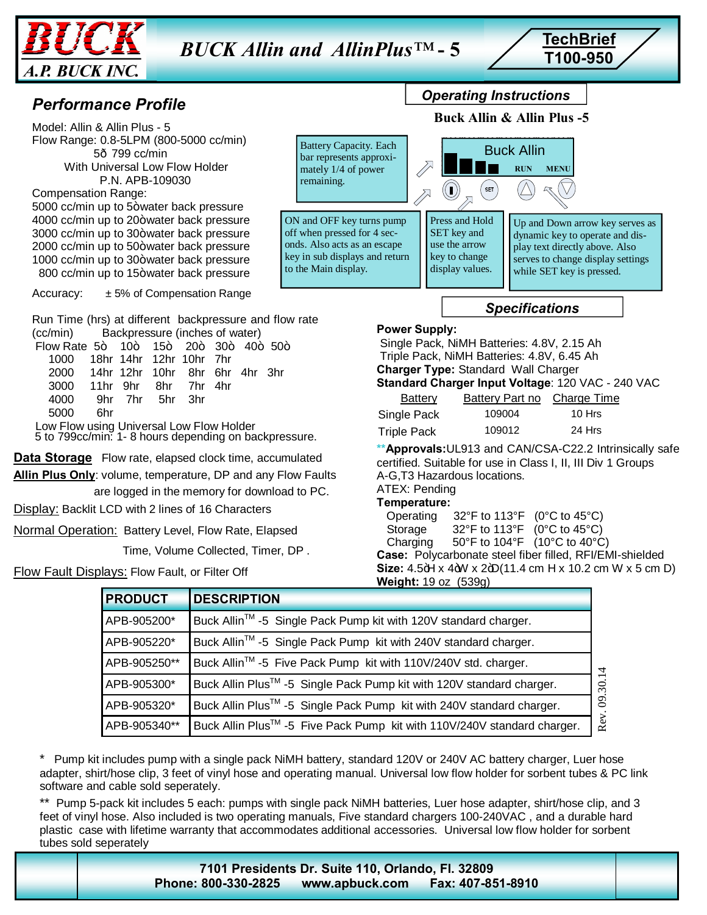# BUCK Allin and AllinPlus™ - 5

**TechBrief T100-950**

## Performance Profile

Model: Allin & Allin Plus - 5
Flow Range: 0.8-5LPM (800-5000 cc/min)
5ð 799 cc/min
With Universal Low Flow Holder
P.N. APB-109030
Compensation Range:
5000 cc/min up to 5ò water back pressure
4000 cc/min up to 20ò water back pressure
3000 cc/min up to 30ò water back pressure
2000 cc/min up to 50ò water back pressure
1000 cc/min up to 30ò water back pressure
800 cc/min up to 15ò water back pressure

Accuracy: ± 5% of Compensation Range

Run Time (hrs) at different backpressure and flow rate (cc/min) Backpressure (inches of water)

| Flow Rate | 5ò | 10ò | 15ò | 20ò | 30ò | 40ò | 50ò |
|---|---|---|---|---|---|---|---|
| 1000 | 18hr | 14hr | 12hr | 10hr | 7hr | | |
| 2000 | 14hr | 12hr | 10hr | 8hr | 6hr | 4hr | 3hr |
| 3000 | 11hr | 9hr | 8hr | 7hr | 4hr | | |
| 4000 | 9hr | 7hr | 5hr | 3hr | | | |
| 5000 | 6hr | | | | | | |

Low Flow using Universal Low Flow Holder
5 to 799cc/min: 1- 8 hours depending on backpressure.

**Data Storage** Flow rate, elapsed clock time, accumulated
**Allin Plus Only**: volume, temperature, DP and any Flow Faults are logged in the memory for download to PC.

Display: Backlit LCD with 2 lines of 16 Characters

Normal Operation: Battery Level, Flow Rate, Elapsed Time, Volume Collected, Timer, DP .

Flow Fault Displays: Flow Fault, or Filter Off

## Operating Instructions

**Buck Allin & Allin Plus -5**

Buck Allin
RUN MENU
SET

Battery Capacity. Each bar represents approximately 1/4 of power remaining.

ON and OFF key turns pump off when pressed for 4 seconds. Also acts as an escape key in sub displays and return to the Main display.

Press and Hold SET key and use the arrow key to change display values.

Up and Down arrow key serves as dynamic key to operate and display text directly above. Also serves to change display settings while SET key is pressed.

## Specifications

**Power Supply:**
Single Pack, NiMH Batteries: 4.8V, 2.15 Ah
Triple Pack, NiMH Batteries: 4.8V, 6.45 Ah
**Charger Type:** Standard Wall Charger
**Standard Charger Input Voltage**: 120 VAC - 240 VAC

| Battery | Battery Part no | Charge Time |
|---|---|---|
| Single Pack | 109004 | 10 Hrs |
| Triple Pack | 109012 | 24 Hrs |

****Approvals:** UL913 and CAN/CSA-C22.2 Intrinsically safe certified. Suitable for use in Class I, II, III Div 1 Groups A-G,T3 Hazardous locations.
ATEX: Pending
**Temperature:**
Operating 32°F to 113°F (0°C to 45°C)
Storage 32°F to 113°F (0°C to 45°C)
Charging 50°F to 104°F (10°C to 40°C)
**Case:** Polycarbonate steel fiber filled, RFI/EMI-shielded
**Size:** 4.5ðH x 4ðW x 2ðD(11.4 cm H x 10.2 cm W x 5 cm D)
**Weight:** 19 oz (539g)

| PRODUCT | DESCRIPTION |
|---|---|
| APB-905200* | Buck Allin™ -5 Single Pack Pump kit with 120V standard charger. |
| APB-905220* | Buck Allin™ -5 Single Pack Pump kit with 240V standard charger. |
| APB-905250** | Buck Allin™ -5 Five Pack Pump kit with 110V/240V std. charger. |
| APB-905300* | Buck Allin Plus™ -5 Single Pack Pump kit with 120V standard charger. |
| APB-905320* | Buck Allin Plus™ -5 Single Pack Pump kit with 240V standard charger. |
| APB-905340** | Buck Allin Plus™ -5 Five Pack Pump kit with 110V/240V standard charger. |

Rev. 09.30.14

\* Pump kit includes pump with a single pack NiMH battery, standard 120V or 240V AC battery charger, Luer hose adapter, shirt/hose clip, 3 feet of vinyl hose and operating manual. Universal low flow holder for sorbent tubes & PC link software and cable sold seperately.

** Pump 5-pack kit includes 5 each: pumps with single pack NiMH batteries, Luer hose adapter, shirt/hose clip, and 3 feet of vinyl hose. Also included is two operating manuals, Five standard chargers 100-240VAC , and a durable hard plastic case with lifetime warranty that accommodates additional accessories. Universal low flow holder for sorbent tubes sold seperately

**7101 Presidents Dr. Suite 110, Orlando, Fl. 32809**
**Phone: 800-330-2825 www.apbuck.com Fax: 407-851-8910**